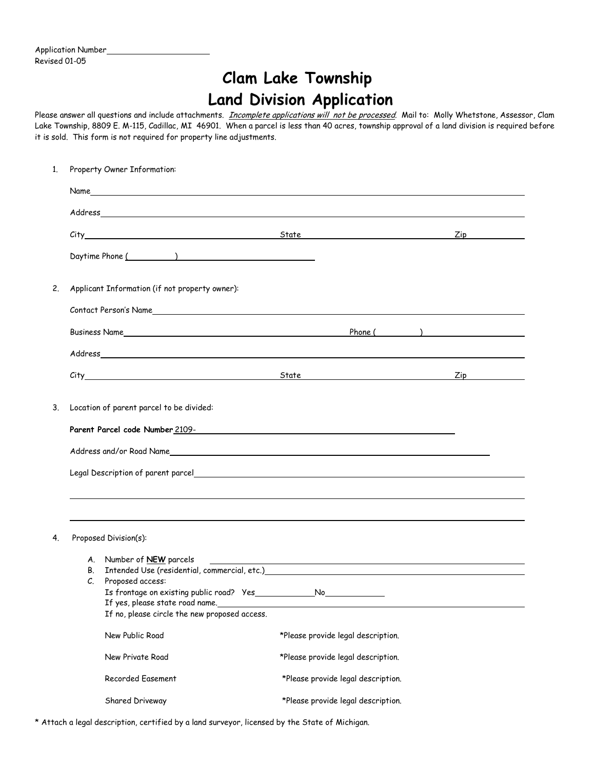Application Number\_\_\_\_\_\_\_\_\_\_\_\_\_\_\_\_\_\_\_\_

Revised 01-05

# Clam Lake Township
# Land Division Application

Please answer all questions and include attachments. *Incomplete applications will not be processed*. Mail to: Molly Whetstone, Assessor, Clam Lake Township, 8809 E. M-115, Cadillac, MI 46901. When a parcel is less than 40 acres, township approval of a land division is required before it is sold. This form is not required for property line adjustments.

1. Property Owner Information:

   Name\_\_\_\_\_\_\_\_\_\_\_\_\_\_\_\_\_\_\_\_\_\_\_\_\_\_\_\_\_\_\_\_\_\_\_\_\_\_\_\_

   Address\_\_\_\_\_\_\_\_\_\_\_\_\_\_\_\_\_\_\_\_\_\_\_\_\_\_\_\_\_\_\_\_\_\_\_\_\_\_\_\_

   City\_\_\_\_\_\_\_\_\_\_\_\_\_\_\_\_\_\_\_\_ State\_\_\_\_\_\_\_\_\_\_\_\_\_\_\_\_ Zip\_\_\_\_\_\_\_\_\_\_

   Daytime Phone (\_\_\_\_\_\_\_\_)\_\_\_\_\_\_\_\_\_\_\_\_\_\_\_\_\_\_\_\_

2. Applicant Information (if not property owner):

   Contact Person's Name\_\_\_\_\_\_\_\_\_\_\_\_\_\_\_\_\_\_\_\_\_\_\_\_\_\_\_\_\_\_\_\_\_\_\_\_\_\_\_\_

   Business Name\_\_\_\_\_\_\_\_\_\_\_\_\_\_\_\_\_\_\_\_\_\_\_\_\_\_ Phone (\_\_\_\_\_\_\_\_)\_\_\_\_\_\_\_\_\_\_\_\_\_\_\_\_

   Address\_\_\_\_\_\_\_\_\_\_\_\_\_\_\_\_\_\_\_\_\_\_\_\_\_\_\_\_\_\_\_\_\_\_\_\_\_\_\_\_

   City\_\_\_\_\_\_\_\_\_\_\_\_\_\_\_\_\_\_\_\_ State\_\_\_\_\_\_\_\_\_\_\_\_\_\_\_\_ Zip\_\_\_\_\_\_\_\_\_\_

3. Location of parent parcel to be divided:

   **Parent Parcel code Number** 2109-\_\_\_\_\_\_\_\_\_\_\_\_\_\_\_\_\_\_\_\_\_\_\_\_\_\_\_\_\_\_\_\_

   Address and/or Road Name\_\_\_\_\_\_\_\_\_\_\_\_\_\_\_\_\_\_\_\_\_\_\_\_\_\_\_\_\_\_\_\_\_\_\_\_\_\_\_\_

   Legal Description of parent parcel\_\_\_\_\_\_\_\_\_\_\_\_\_\_\_\_\_\_\_\_\_\_\_\_\_\_\_\_\_\_\_\_\_\_\_\_\_\_\_\_

   \_\_\_\_\_\_\_\_\_\_\_\_\_\_\_\_\_\_\_\_\_\_\_\_\_\_\_\_\_\_\_\_\_\_\_\_\_\_\_\_\_\_\_\_\_\_\_\_\_\_\_\_\_\_\_\_\_\_\_\_\_\_\_\_\_\_\_\_

   \_\_\_\_\_\_\_\_\_\_\_\_\_\_\_\_\_\_\_\_\_\_\_\_\_\_\_\_\_\_\_\_\_\_\_\_\_\_\_\_\_\_\_\_\_\_\_\_\_\_\_\_\_\_\_\_\_\_\_\_\_\_\_\_\_\_\_\_

4. Proposed Division(s):

   A. Number of **NEW** parcels \_\_\_\_\_\_\_\_\_\_\_\_\_\_\_\_\_\_\_\_\_\_\_\_\_\_\_\_\_\_\_\_\_\_\_\_\_\_\_\_

   B. Intended Use (residential, commercial, etc.)\_\_\_\_\_\_\_\_\_\_\_\_\_\_\_\_\_\_\_\_\_\_\_\_\_\_\_\_\_\_\_\_\_\_

   C. Proposed access:

   Is frontage on existing public road? Yes\_\_\_\_\_\_\_\_\_\_\_\_ No\_\_\_\_\_\_\_\_\_\_\_\_

   If yes, please state road name.\_\_\_\_\_\_\_\_\_\_\_\_\_\_\_\_\_\_\_\_\_\_\_\_\_\_\_\_\_\_\_\_\_\_\_\_\_\_\_\_

   If no, please circle the new proposed access.

   New Public Road *Please provide legal description.

   New Private Road *Please provide legal description.

   Recorded Easement *Please provide legal description.

   Shared Driveway *Please provide legal description.

* Attach a legal description, certified by a land surveyor, licensed by the State of Michigan.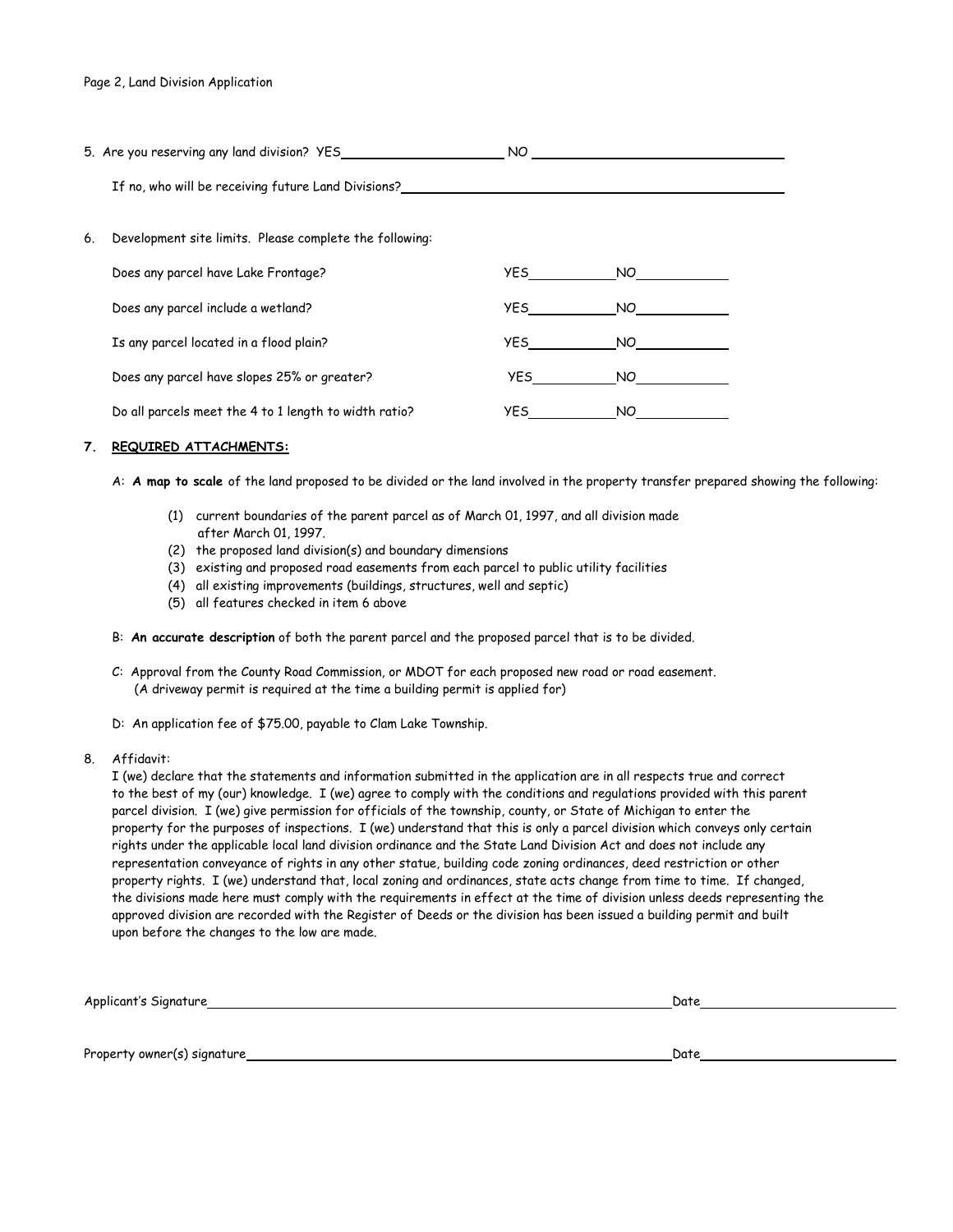5. Are you reserving any land division? YES_____________________ NO _______________________________

   If no, who will be receiving future Land Divisions?_______________________________________________

6. Development site limits. Please complete the following:

| | | |
|---|---|---|
| Does any parcel have Lake Frontage? | YES__________ | NO__________ |
| Does any parcel include a wetland? | YES__________ | NO__________ |
| Is any parcel located in a flood plain? | YES__________ | NO__________ |
| Does any parcel have slopes 25% or greater? | YES__________ | NO__________ |
| Do all parcels meet the 4 to 1 length to width ratio? | YES__________ | NO__________ |

7. **REQUIRED ATTACHMENTS:**

   A: **A map to scale** of the land proposed to be divided or the land involved in the property transfer prepared showing the following:

   (1) current boundaries of the parent parcel as of March 01, 1997, and all division made after March 01, 1997.
   (2) the proposed land division(s) and boundary dimensions
   (3) existing and proposed road easements from each parcel to public utility facilities
   (4) all existing improvements (buildings, structures, well and septic)
   (5) all features checked in item 6 above

   B: **An accurate description** of both the parent parcel and the proposed parcel that is to be divided.

   C: Approval from the County Road Commission, or MDOT for each proposed new road or road easement. (A driveway permit is required at the time a building permit is applied for)

   D: An application fee of $75.00, payable to Clam Lake Township.

8. Affidavit:
   I (we) declare that the statements and information submitted in the application are in all respects true and correct to the best of my (our) knowledge. I (we) agree to comply with the conditions and regulations provided with this parent parcel division. I (we) give permission for officials of the township, county, or State of Michigan to enter the property for the purposes of inspections. I (we) understand that this is only a parcel division which conveys only certain rights under the applicable local land division ordinance and the State Land Division Act and does not include any representation conveyance of rights in any other statue, building code zoning ordinances, deed restriction or other property rights. I (we) understand that, local zoning and ordinances, state acts change from time to time. If changed, the divisions made here must comply with the requirements in effect at the time of division unless deeds representing the approved division are recorded with the Register of Deeds or the division has been issued a building permit and built upon before the changes to the low are made.

Applicant's Signature________________________________________________ Date____________________

Property owner(s) signature__________________________________________ Date____________________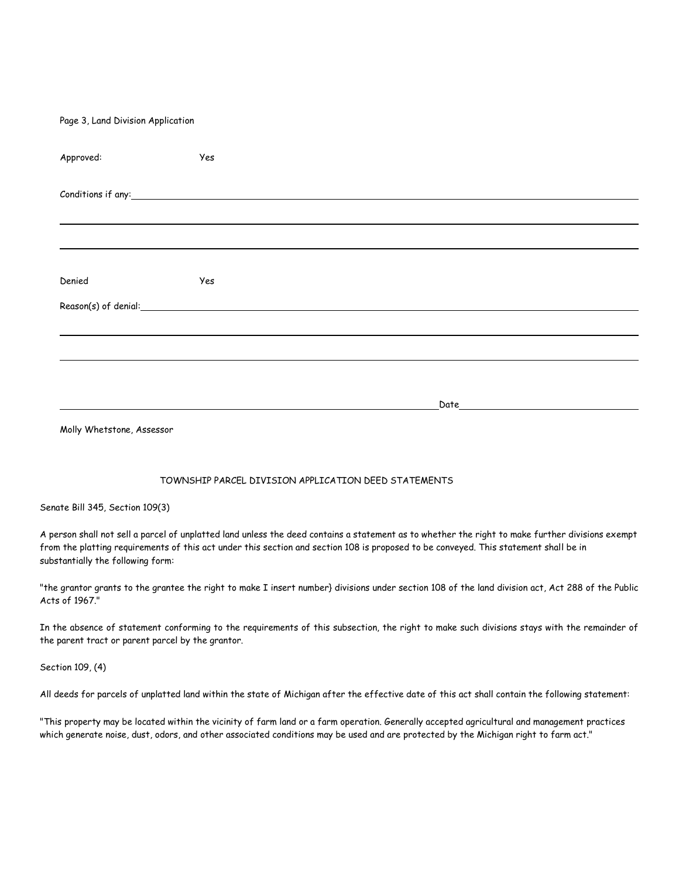Page 3, Land Division Application

Approved: Yes

Conditions if any:\_\_\_\_\_\_\_\_\_\_\_\_\_\_\_\_\_\_\_\_\_\_\_\_\_\_\_\_\_\_\_\_\_\_\_\_\_\_\_\_\_\_\_\_\_\_\_\_\_\_\_\_\_\_\_\_\_\_\_\_

\_\_\_\_\_\_\_\_\_\_\_\_\_\_\_\_\_\_\_\_\_\_\_\_\_\_\_\_\_\_\_\_\_\_\_\_\_\_\_\_\_\_\_\_\_\_\_\_\_\_\_\_\_\_\_\_\_\_\_\_\_\_\_\_\_\_\_\_\_\_\_\_\_\_\_\_

\_\_\_\_\_\_\_\_\_\_\_\_\_\_\_\_\_\_\_\_\_\_\_\_\_\_\_\_\_\_\_\_\_\_\_\_\_\_\_\_\_\_\_\_\_\_\_\_\_\_\_\_\_\_\_\_\_\_\_\_\_\_\_\_\_\_\_\_\_\_\_\_\_\_\_\_

Denied Yes

Reason(s) of denial:\_\_\_\_\_\_\_\_\_\_\_\_\_\_\_\_\_\_\_\_\_\_\_\_\_\_\_\_\_\_\_\_\_\_\_\_\_\_\_\_\_\_\_\_\_\_\_\_\_\_\_\_\_\_\_\_\_\_\_\_

\_\_\_\_\_\_\_\_\_\_\_\_\_\_\_\_\_\_\_\_\_\_\_\_\_\_\_\_\_\_\_\_\_\_\_\_\_\_\_\_\_\_\_\_\_\_\_\_\_\_\_\_\_\_\_\_\_\_\_\_\_\_\_\_\_\_\_\_\_\_\_\_\_\_\_\_

\_\_\_\_\_\_\_\_\_\_\_\_\_\_\_\_\_\_\_\_\_\_\_\_\_\_\_\_\_\_\_\_\_\_\_\_\_\_\_\_\_\_\_\_\_\_\_\_\_\_\_\_\_\_\_\_\_\_\_\_\_\_\_\_\_\_\_\_\_\_\_\_\_\_\_\_

\_\_\_\_\_\_\_\_\_\_\_\_\_\_\_\_\_\_\_\_\_\_\_\_\_\_\_\_\_\_\_\_\_\_\_\_\_\_\_\_\_\_\_\_\_\_\_\_\_\_\_\_ Date\_\_\_\_\_\_\_\_\_\_\_\_\_\_\_\_\_\_\_\_\_\_\_\_

Molly Whetstone, Assessor

## TOWNSHIP PARCEL DIVISION APPLICATION DEED STATEMENTS

Senate Bill 345, Section 109(3)

A person shall not sell a parcel of unplatted land unless the deed contains a statement as to whether the right to make further divisions exempt from the platting requirements of this act under this section and section 108 is proposed to be conveyed. This statement shall be in substantially the following form:

"the grantor grants to the grantee the right to make I insert number} divisions under section 108 of the land division act, Act 288 of the Public Acts of 1967."

In the absence of statement conforming to the requirements of this subsection, the right to make such divisions stays with the remainder of the parent tract or parent parcel by the grantor.

Section 109, (4)

All deeds for parcels of unplatted land within the state of Michigan after the effective date of this act shall contain the following statement:

"This property may be located within the vicinity of farm land or a farm operation. Generally accepted agricultural and management practices which generate noise, dust, odors, and other associated conditions may be used and are protected by the Michigan right to farm act."